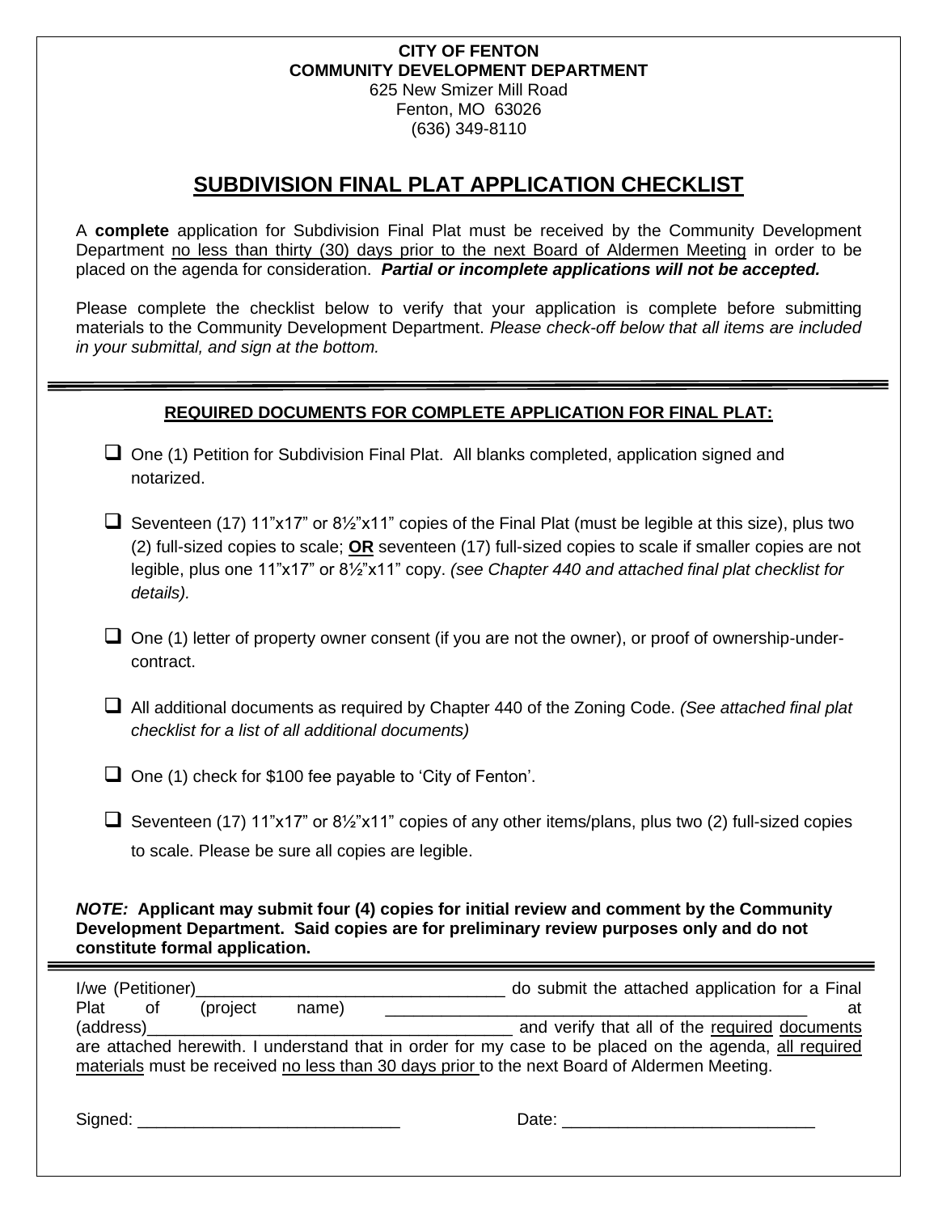**CITY OF FENTON**
**COMMUNITY DEVELOPMENT DEPARTMENT**
625 New Smizer Mill Road
Fenton, MO 63026
(636) 349-8110

# SUBDIVISION FINAL PLAT APPLICATION CHECKLIST

A **complete** application for Subdivision Final Plat must be received by the Community Development Department no less than thirty (30) days prior to the next Board of Aldermen Meeting in order to be placed on the agenda for consideration. ***Partial or incomplete applications will not be accepted.***

Please complete the checklist below to verify that your application is complete before submitting materials to the Community Development Department. *Please check-off below that all items are included in your submittal, and sign at the bottom.*

---

**REQUIRED DOCUMENTS FOR COMPLETE APPLICATION FOR FINAL PLAT:**

- ☐ One (1) Petition for Subdivision Final Plat. All blanks completed, application signed and notarized.
- ☐ Seventeen (17) 11"x17" or 8½"x11" copies of the Final Plat (must be legible at this size), plus two (2) full-sized copies to scale; **OR** seventeen (17) full-sized copies to scale if smaller copies are not legible, plus one 11"x17" or 8½"x11" copy. *(see Chapter 440 and attached final plat checklist for details).*
- ☐ One (1) letter of property owner consent (if you are not the owner), or proof of ownership-under-contract.
- ☐ All additional documents as required by Chapter 440 of the Zoning Code. *(See attached final plat checklist for a list of all additional documents)*
- ☐ One (1) check for $100 fee payable to 'City of Fenton'.
- ☐ Seventeen (17) 11"x17" or 8½"x11" copies of any other items/plans, plus two (2) full-sized copies to scale. Please be sure all copies are legible.

***NOTE:*** **Applicant may submit four (4) copies for initial review and comment by the Community Development Department. Said copies are for preliminary review purposes only and do not constitute formal application.**

---

I/we (Petitioner)________________________________ do submit the attached application for a Final Plat of (project name) ______________________________________________ at (address)_______________________________________ and verify that all of the required documents are attached herewith. I understand that in order for my case to be placed on the agenda, all required materials must be received no less than 30 days prior to the next Board of Aldermen Meeting.

Signed: ___________________________ Date: ___________________________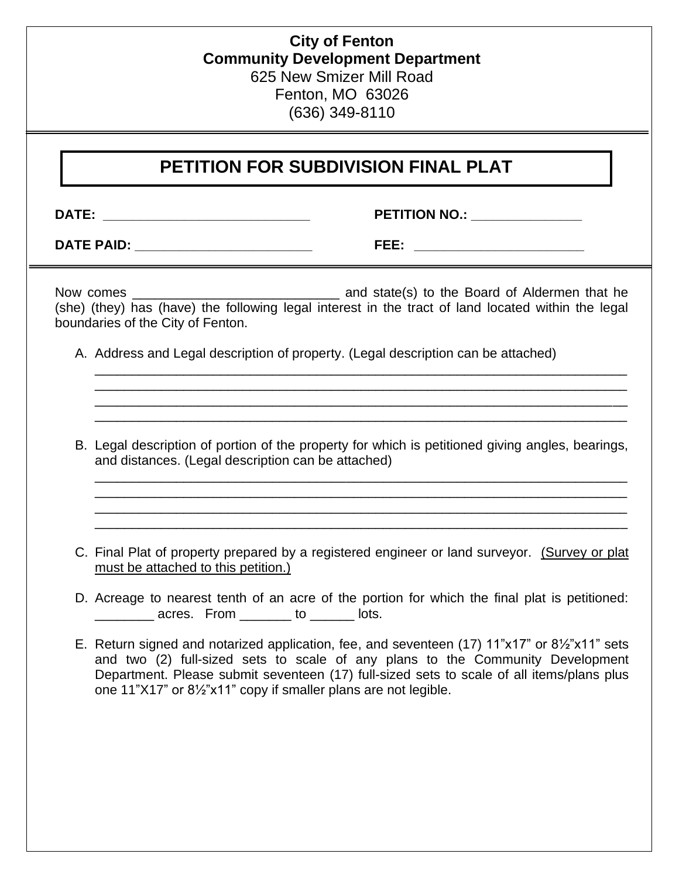**City of Fenton**
**Community Development Department**
625 New Smizer Mill Road
Fenton, MO 63026
(636) 349-8110

# PETITION FOR SUBDIVISION FINAL PLAT

**DATE:** ____________________________ **PETITION NO.:** _______________

**DATE PAID:** ________________________ **FEE:** _______________________

Now comes ____________________________ and state(s) to the Board of Aldermen that he (she) (they) has (have) the following legal interest in the tract of land located within the legal boundaries of the City of Fenton.

A. Address and Legal description of property. (Legal description can be attached)
_____________________________________________________________________________
_____________________________________________________________________________
_____________________________________________________________________________
_____________________________________________________________________________

B. Legal description of portion of the property for which is petitioned giving angles, bearings, and distances. (Legal description can be attached)
_____________________________________________________________________________
_____________________________________________________________________________
_____________________________________________________________________________
_____________________________________________________________________________

C. Final Plat of property prepared by a registered engineer or land surveyor. <u>(Survey or plat must be attached to this petition.)</u>

D. Acreage to nearest tenth of an acre of the portion for which the final plat is petitioned: ________ acres. From _______ to ______ lots.

E. Return signed and notarized application, fee, and seventeen (17) 11"x17" or 8½"x11" sets and two (2) full-sized sets to scale of any plans to the Community Development Department. Please submit seventeen (17) full-sized sets to scale of all items/plans plus one 11"X17" or 8½"x11" copy if smaller plans are not legible.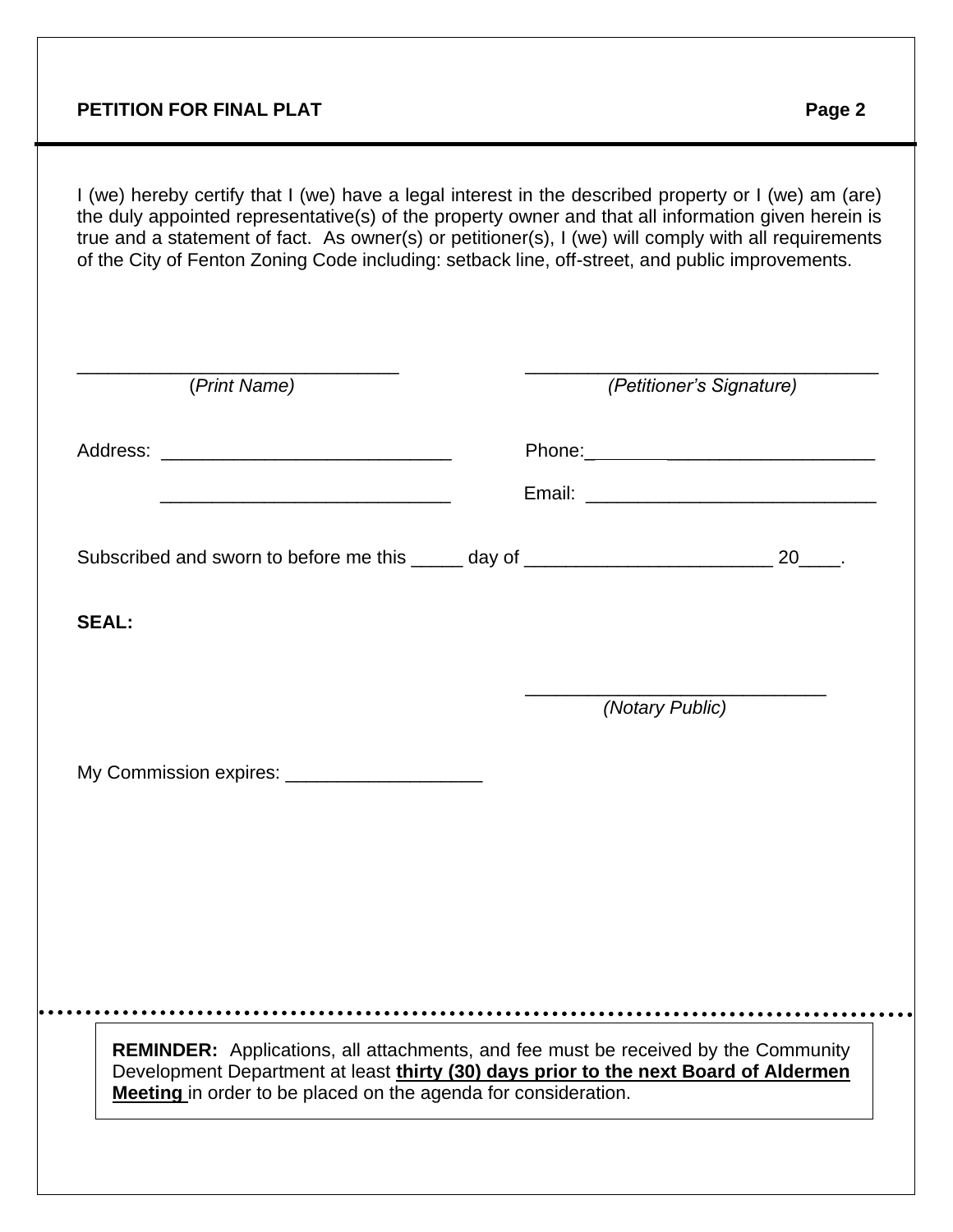**PETITION FOR FINAL PLAT**

I (we) hereby certify that I (we) have a legal interest in the described property or I (we) am (are) the duly appointed representative(s) of the property owner and that all information given herein is true and a statement of fact. As owner(s) or petitioner(s), I (we) will comply with all requirements of the City of Fenton Zoning Code including: setback line, off-street, and public improvements.

_______________________________ (*Print Name*)

__________________________________ (*Petitioner's Signature*)

Address: ____________________________

____________________________

Phone:____________________________

Email: ____________________________

Subscribed and sworn to before me this _____ day of ________________________ 20____.

**SEAL:**

____________________________ (*Notary Public*)

My Commission expires: ___________________

**REMINDER:** Applications, all attachments, and fee must be received by the Community Development Department at least **thirty (30) days prior to the next Board of Aldermen Meeting** in order to be placed on the agenda for consideration.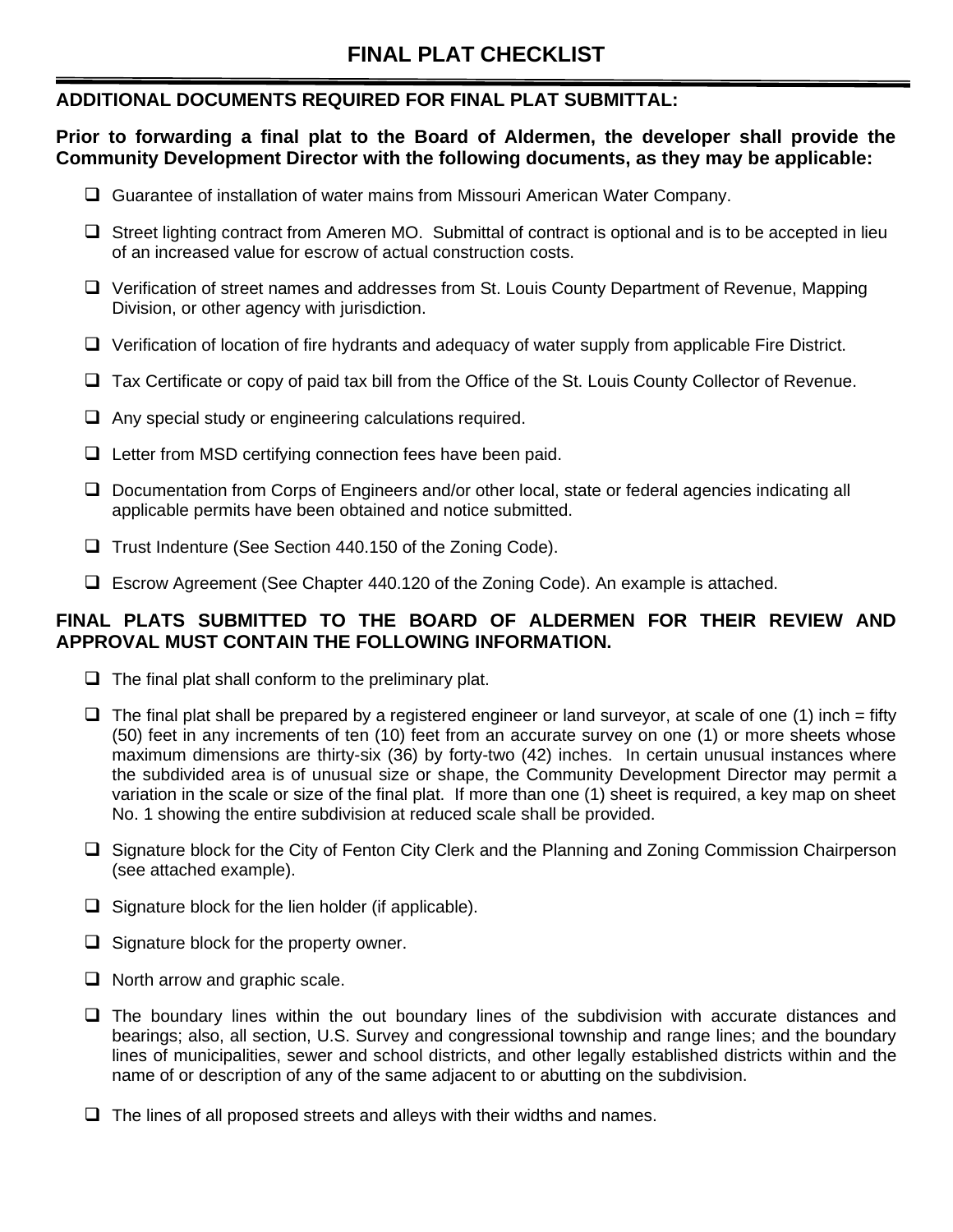# FINAL PLAT CHECKLIST

**ADDITIONAL DOCUMENTS REQUIRED FOR FINAL PLAT SUBMITTAL:**

**Prior to forwarding a final plat to the Board of Aldermen, the developer shall provide the Community Development Director with the following documents, as they may be applicable:**

- ☐ Guarantee of installation of water mains from Missouri American Water Company.
- ☐ Street lighting contract from Ameren MO. Submittal of contract is optional and is to be accepted in lieu of an increased value for escrow of actual construction costs.
- ☐ Verification of street names and addresses from St. Louis County Department of Revenue, Mapping Division, or other agency with jurisdiction.
- ☐ Verification of location of fire hydrants and adequacy of water supply from applicable Fire District.
- ☐ Tax Certificate or copy of paid tax bill from the Office of the St. Louis County Collector of Revenue.
- ☐ Any special study or engineering calculations required.
- ☐ Letter from MSD certifying connection fees have been paid.
- ☐ Documentation from Corps of Engineers and/or other local, state or federal agencies indicating all applicable permits have been obtained and notice submitted.
- ☐ Trust Indenture (See Section 440.150 of the Zoning Code).
- ☐ Escrow Agreement (See Chapter 440.120 of the Zoning Code). An example is attached.

**FINAL PLATS SUBMITTED TO THE BOARD OF ALDERMEN FOR THEIR REVIEW AND APPROVAL MUST CONTAIN THE FOLLOWING INFORMATION.**

- ☐ The final plat shall conform to the preliminary plat.
- ☐ The final plat shall be prepared by a registered engineer or land surveyor, at scale of one (1) inch = fifty (50) feet in any increments of ten (10) feet from an accurate survey on one (1) or more sheets whose maximum dimensions are thirty-six (36) by forty-two (42) inches. In certain unusual instances where the subdivided area is of unusual size or shape, the Community Development Director may permit a variation in the scale or size of the final plat. If more than one (1) sheet is required, a key map on sheet No. 1 showing the entire subdivision at reduced scale shall be provided.
- ☐ Signature block for the City of Fenton City Clerk and the Planning and Zoning Commission Chairperson (see attached example).
- ☐ Signature block for the lien holder (if applicable).
- ☐ Signature block for the property owner.
- ☐ North arrow and graphic scale.
- ☐ The boundary lines within the out boundary lines of the subdivision with accurate distances and bearings; also, all section, U.S. Survey and congressional township and range lines; and the boundary lines of municipalities, sewer and school districts, and other legally established districts within and the name of or description of any of the same adjacent to or abutting on the subdivision.
- ☐ The lines of all proposed streets and alleys with their widths and names.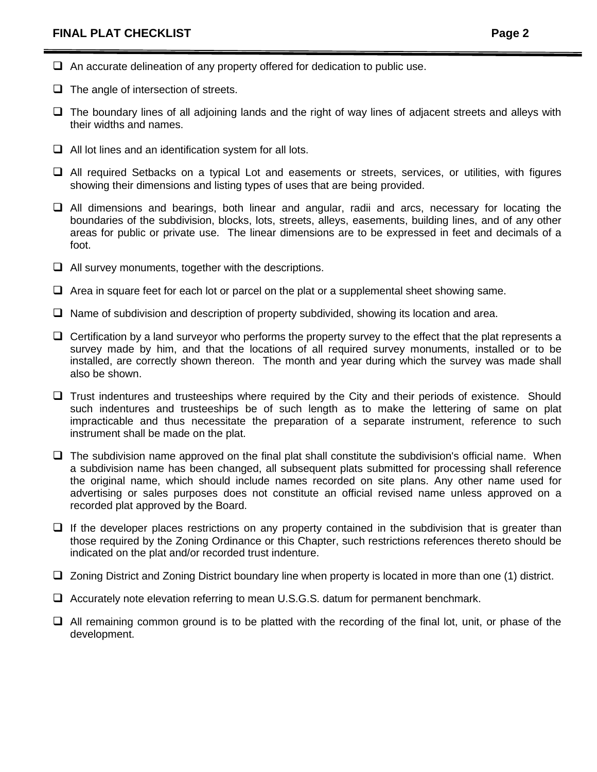- [ ] An accurate delineation of any property offered for dedication to public use.
- [ ] The angle of intersection of streets.
- [ ] The boundary lines of all adjoining lands and the right of way lines of adjacent streets and alleys with their widths and names.
- [ ] All lot lines and an identification system for all lots.
- [ ] All required Setbacks on a typical Lot and easements or streets, services, or utilities, with figures showing their dimensions and listing types of uses that are being provided.
- [ ] All dimensions and bearings, both linear and angular, radii and arcs, necessary for locating the boundaries of the subdivision, blocks, lots, streets, alleys, easements, building lines, and of any other areas for public or private use. The linear dimensions are to be expressed in feet and decimals of a foot.
- [ ] All survey monuments, together with the descriptions.
- [ ] Area in square feet for each lot or parcel on the plat or a supplemental sheet showing same.
- [ ] Name of subdivision and description of property subdivided, showing its location and area.
- [ ] Certification by a land surveyor who performs the property survey to the effect that the plat represents a survey made by him, and that the locations of all required survey monuments, installed or to be installed, are correctly shown thereon. The month and year during which the survey was made shall also be shown.
- [ ] Trust indentures and trusteeships where required by the City and their periods of existence. Should such indentures and trusteeships be of such length as to make the lettering of same on plat impracticable and thus necessitate the preparation of a separate instrument, reference to such instrument shall be made on the plat.
- [ ] The subdivision name approved on the final plat shall constitute the subdivision's official name. When a subdivision name has been changed, all subsequent plats submitted for processing shall reference the original name, which should include names recorded on site plans. Any other name used for advertising or sales purposes does not constitute an official revised name unless approved on a recorded plat approved by the Board.
- [ ] If the developer places restrictions on any property contained in the subdivision that is greater than those required by the Zoning Ordinance or this Chapter, such restrictions references thereto should be indicated on the plat and/or recorded trust indenture.
- [ ] Zoning District and Zoning District boundary line when property is located in more than one (1) district.
- [ ] Accurately note elevation referring to mean U.S.G.S. datum for permanent benchmark.
- [ ] All remaining common ground is to be platted with the recording of the final lot, unit, or phase of the development.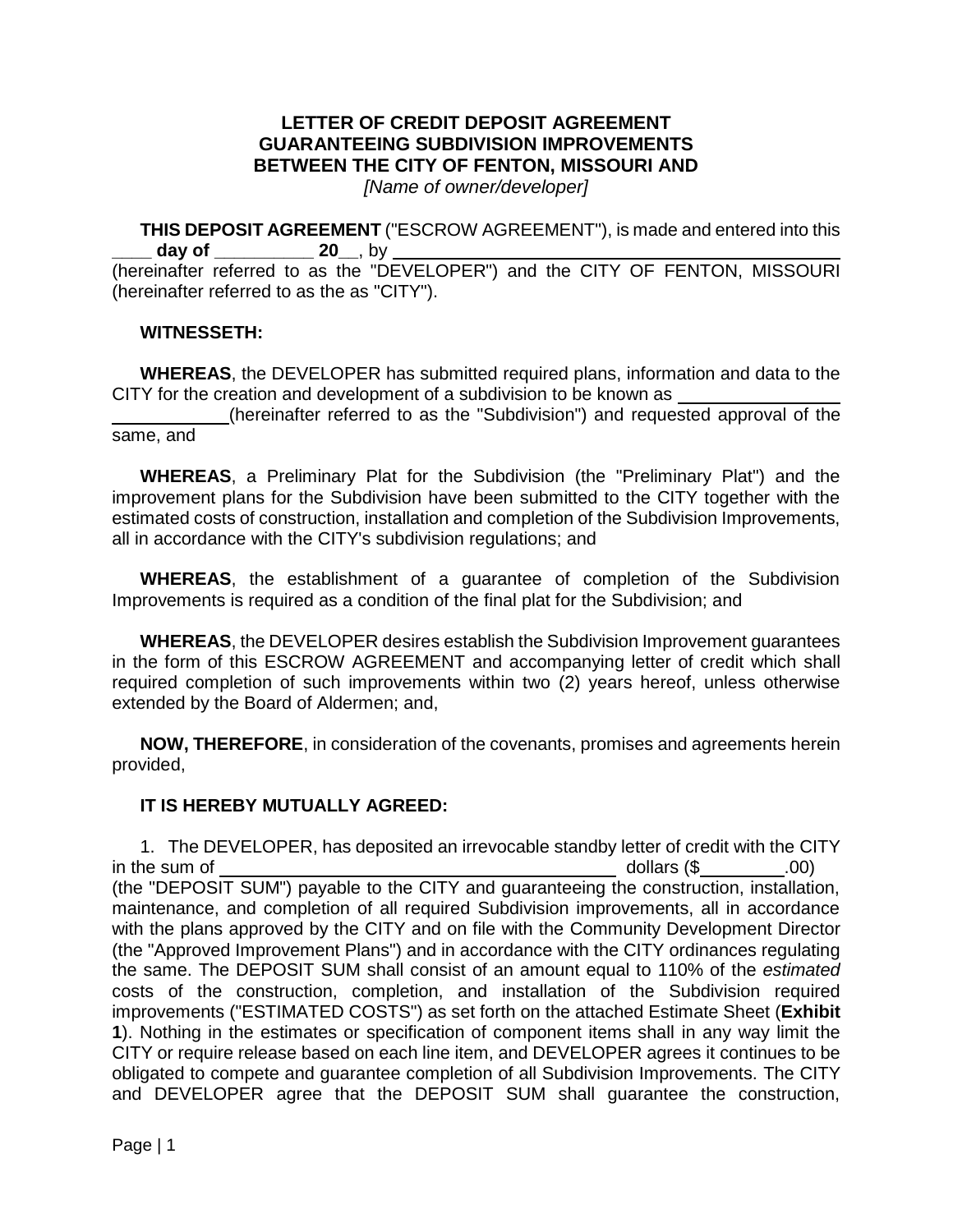**LETTER OF CREDIT DEPOSIT AGREEMENT**
**GUARANTEEING SUBDIVISION IMPROVEMENTS**
**BETWEEN THE CITY OF FENTON, MISSOURI AND**
*[Name of owner/developer]*

**THIS DEPOSIT AGREEMENT** ("ESCROW AGREEMENT"), is made and entered into this **____ day of __________ 20__**, by ____________________________________________ (hereinafter referred to as the "DEVELOPER") and the CITY OF FENTON, MISSOURI (hereinafter referred to as the as "CITY").

**WITNESSETH:**

**WHEREAS**, the DEVELOPER has submitted required plans, information and data to the CITY for the creation and development of a subdivision to be known as ____________________________ (hereinafter referred to as the "Subdivision") and requested approval of the same, and

**WHEREAS**, a Preliminary Plat for the Subdivision (the "Preliminary Plat") and the improvement plans for the Subdivision have been submitted to the CITY together with the estimated costs of construction, installation and completion of the Subdivision Improvements, all in accordance with the CITY's subdivision regulations; and

**WHEREAS**, the establishment of a guarantee of completion of the Subdivision Improvements is required as a condition of the final plat for the Subdivision; and

**WHEREAS**, the DEVELOPER desires establish the Subdivision Improvement guarantees in the form of this ESCROW AGREEMENT and accompanying letter of credit which shall required completion of such improvements within two (2) years hereof, unless otherwise extended by the Board of Aldermen; and,

**NOW, THEREFORE**, in consideration of the covenants, promises and agreements herein provided,

**IT IS HEREBY MUTUALLY AGREED:**

1. The DEVELOPER, has deposited an irrevocable standby letter of credit with the CITY in the sum of ____________________________________________ dollars ($_________.00) (the "DEPOSIT SUM") payable to the CITY and guaranteeing the construction, installation, maintenance, and completion of all required Subdivision improvements, all in accordance with the plans approved by the CITY and on file with the Community Development Director (the "Approved Improvement Plans") and in accordance with the CITY ordinances regulating the same. The DEPOSIT SUM shall consist of an amount equal to 110% of the *estimated* costs of the construction, completion, and installation of the Subdivision required improvements ("ESTIMATED COSTS") as set forth on the attached Estimate Sheet (**Exhibit 1**). Nothing in the estimates or specification of component items shall in any way limit the CITY or require release based on each line item, and DEVELOPER agrees it continues to be obligated to compete and guarantee completion of all Subdivision Improvements. The CITY and DEVELOPER agree that the DEPOSIT SUM shall guarantee the construction,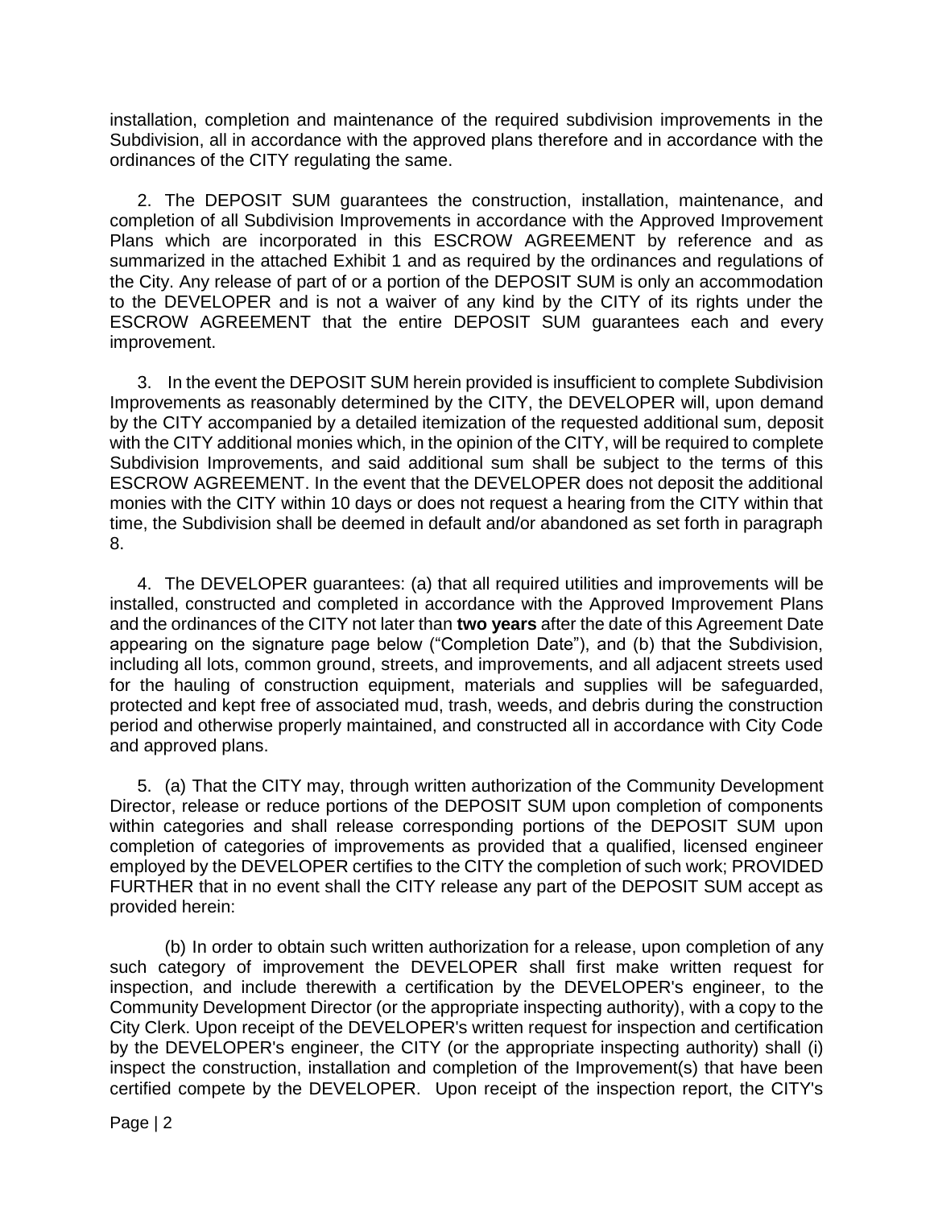installation, completion and maintenance of the required subdivision improvements in the Subdivision, all in accordance with the approved plans therefore and in accordance with the ordinances of the CITY regulating the same.

2. The DEPOSIT SUM guarantees the construction, installation, maintenance, and completion of all Subdivision Improvements in accordance with the Approved Improvement Plans which are incorporated in this ESCROW AGREEMENT by reference and as summarized in the attached Exhibit 1 and as required by the ordinances and regulations of the City. Any release of part of or a portion of the DEPOSIT SUM is only an accommodation to the DEVELOPER and is not a waiver of any kind by the CITY of its rights under the ESCROW AGREEMENT that the entire DEPOSIT SUM guarantees each and every improvement.

3. In the event the DEPOSIT SUM herein provided is insufficient to complete Subdivision Improvements as reasonably determined by the CITY, the DEVELOPER will, upon demand by the CITY accompanied by a detailed itemization of the requested additional sum, deposit with the CITY additional monies which, in the opinion of the CITY, will be required to complete Subdivision Improvements, and said additional sum shall be subject to the terms of this ESCROW AGREEMENT. In the event that the DEVELOPER does not deposit the additional monies with the CITY within 10 days or does not request a hearing from the CITY within that time, the Subdivision shall be deemed in default and/or abandoned as set forth in paragraph 8.

4. The DEVELOPER guarantees: (a) that all required utilities and improvements will be installed, constructed and completed in accordance with the Approved Improvement Plans and the ordinances of the CITY not later than **two years** after the date of this Agreement Date appearing on the signature page below ("Completion Date"), and (b) that the Subdivision, including all lots, common ground, streets, and improvements, and all adjacent streets used for the hauling of construction equipment, materials and supplies will be safeguarded, protected and kept free of associated mud, trash, weeds, and debris during the construction period and otherwise properly maintained, and constructed all in accordance with City Code and approved plans.

5. (a) That the CITY may, through written authorization of the Community Development Director, release or reduce portions of the DEPOSIT SUM upon completion of components within categories and shall release corresponding portions of the DEPOSIT SUM upon completion of categories of improvements as provided that a qualified, licensed engineer employed by the DEVELOPER certifies to the CITY the completion of such work; PROVIDED FURTHER that in no event shall the CITY release any part of the DEPOSIT SUM accept as provided herein:

(b) In order to obtain such written authorization for a release, upon completion of any such category of improvement the DEVELOPER shall first make written request for inspection, and include therewith a certification by the DEVELOPER's engineer, to the Community Development Director (or the appropriate inspecting authority), with a copy to the City Clerk. Upon receipt of the DEVELOPER's written request for inspection and certification by the DEVELOPER's engineer, the CITY (or the appropriate inspecting authority) shall (i) inspect the construction, installation and completion of the Improvement(s) that have been certified compete by the DEVELOPER. Upon receipt of the inspection report, the CITY's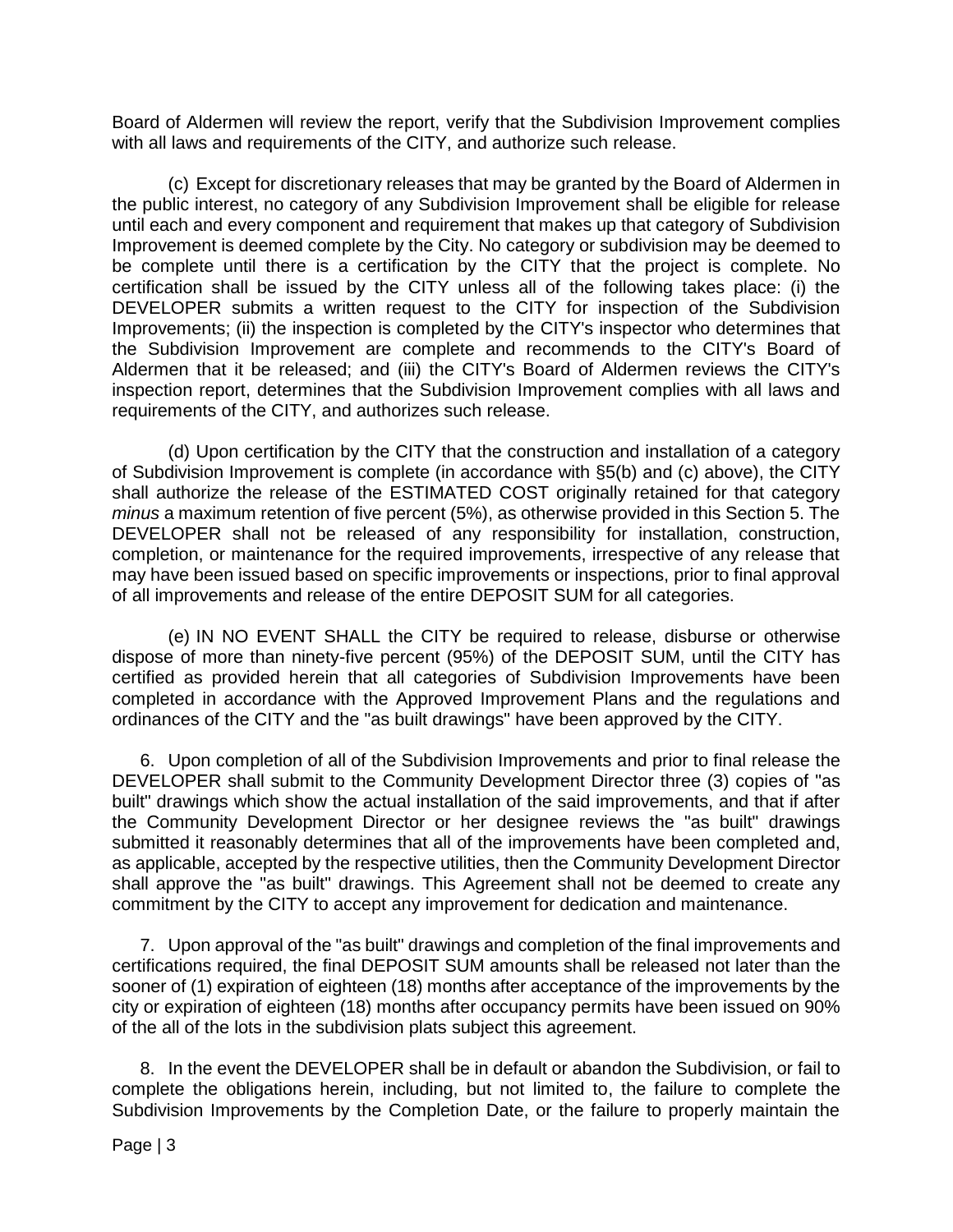Board of Aldermen will review the report, verify that the Subdivision Improvement complies with all laws and requirements of the CITY, and authorize such release.

(c) Except for discretionary releases that may be granted by the Board of Aldermen in the public interest, no category of any Subdivision Improvement shall be eligible for release until each and every component and requirement that makes up that category of Subdivision Improvement is deemed complete by the City. No category or subdivision may be deemed to be complete until there is a certification by the CITY that the project is complete. No certification shall be issued by the CITY unless all of the following takes place: (i) the DEVELOPER submits a written request to the CITY for inspection of the Subdivision Improvements; (ii) the inspection is completed by the CITY's inspector who determines that the Subdivision Improvement are complete and recommends to the CITY's Board of Aldermen that it be released; and (iii) the CITY's Board of Aldermen reviews the CITY's inspection report, determines that the Subdivision Improvement complies with all laws and requirements of the CITY, and authorizes such release.

(d) Upon certification by the CITY that the construction and installation of a category of Subdivision Improvement is complete (in accordance with §5(b) and (c) above), the CITY shall authorize the release of the ESTIMATED COST originally retained for that category *minus* a maximum retention of five percent (5%), as otherwise provided in this Section 5. The DEVELOPER shall not be released of any responsibility for installation, construction, completion, or maintenance for the required improvements, irrespective of any release that may have been issued based on specific improvements or inspections, prior to final approval of all improvements and release of the entire DEPOSIT SUM for all categories.

(e) IN NO EVENT SHALL the CITY be required to release, disburse or otherwise dispose of more than ninety-five percent (95%) of the DEPOSIT SUM, until the CITY has certified as provided herein that all categories of Subdivision Improvements have been completed in accordance with the Approved Improvement Plans and the regulations and ordinances of the CITY and the "as built drawings" have been approved by the CITY.

6. Upon completion of all of the Subdivision Improvements and prior to final release the DEVELOPER shall submit to the Community Development Director three (3) copies of "as built" drawings which show the actual installation of the said improvements, and that if after the Community Development Director or her designee reviews the "as built" drawings submitted it reasonably determines that all of the improvements have been completed and, as applicable, accepted by the respective utilities, then the Community Development Director shall approve the "as built" drawings. This Agreement shall not be deemed to create any commitment by the CITY to accept any improvement for dedication and maintenance.

7. Upon approval of the "as built" drawings and completion of the final improvements and certifications required, the final DEPOSIT SUM amounts shall be released not later than the sooner of (1) expiration of eighteen (18) months after acceptance of the improvements by the city or expiration of eighteen (18) months after occupancy permits have been issued on 90% of the all of the lots in the subdivision plats subject this agreement.

8. In the event the DEVELOPER shall be in default or abandon the Subdivision, or fail to complete the obligations herein, including, but not limited to, the failure to complete the Subdivision Improvements by the Completion Date, or the failure to properly maintain the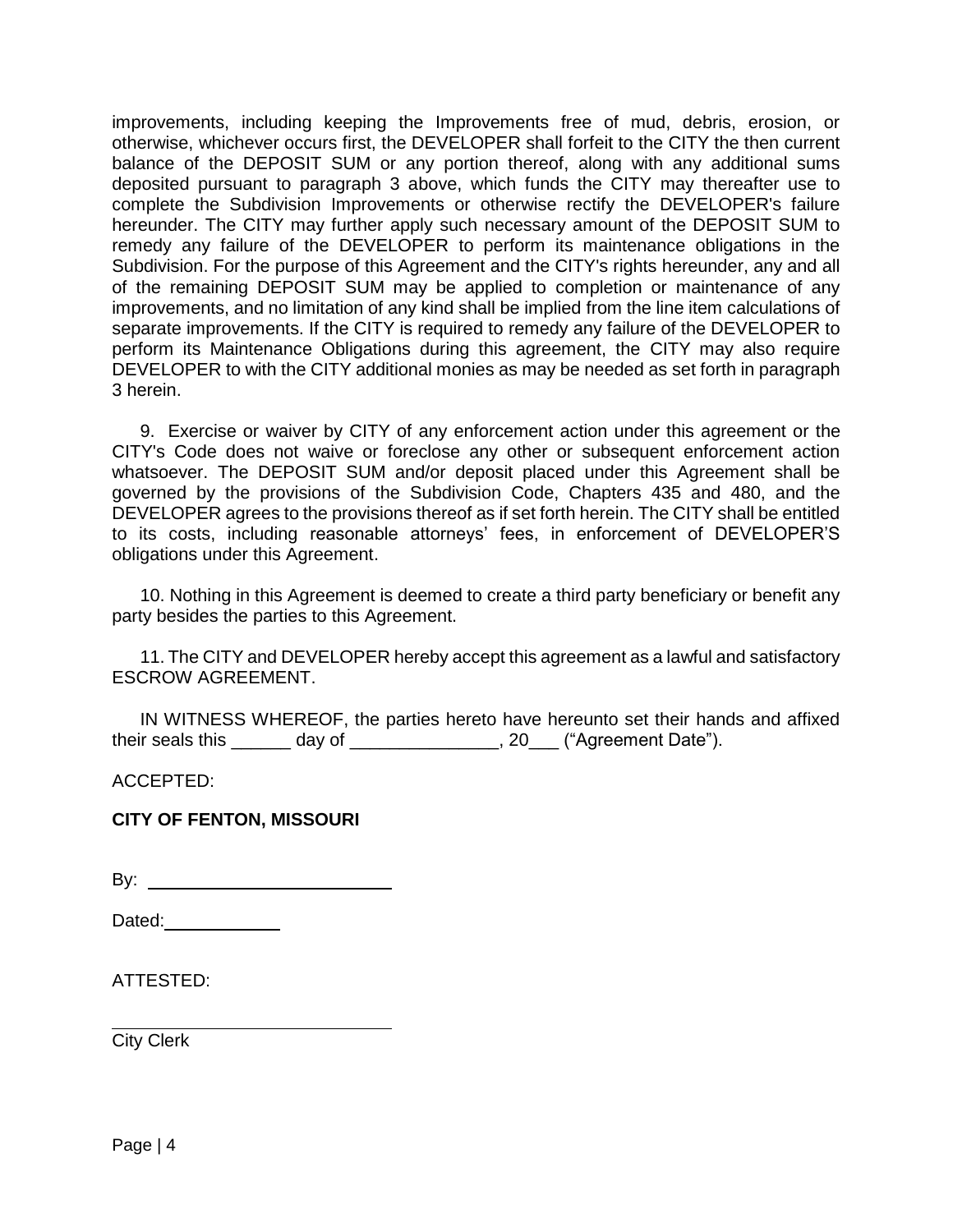improvements, including keeping the Improvements free of mud, debris, erosion, or otherwise, whichever occurs first, the DEVELOPER shall forfeit to the CITY the then current balance of the DEPOSIT SUM or any portion thereof, along with any additional sums deposited pursuant to paragraph 3 above, which funds the CITY may thereafter use to complete the Subdivision Improvements or otherwise rectify the DEVELOPER's failure hereunder. The CITY may further apply such necessary amount of the DEPOSIT SUM to remedy any failure of the DEVELOPER to perform its maintenance obligations in the Subdivision. For the purpose of this Agreement and the CITY's rights hereunder, any and all of the remaining DEPOSIT SUM may be applied to completion or maintenance of any improvements, and no limitation of any kind shall be implied from the line item calculations of separate improvements. If the CITY is required to remedy any failure of the DEVELOPER to perform its Maintenance Obligations during this agreement, the CITY may also require DEVELOPER to with the CITY additional monies as may be needed as set forth in paragraph 3 herein.

9. Exercise or waiver by CITY of any enforcement action under this agreement or the CITY's Code does not waive or foreclose any other or subsequent enforcement action whatsoever. The DEPOSIT SUM and/or deposit placed under this Agreement shall be governed by the provisions of the Subdivision Code, Chapters 435 and 480, and the DEVELOPER agrees to the provisions thereof as if set forth herein. The CITY shall be entitled to its costs, including reasonable attorneys' fees, in enforcement of DEVELOPER'S obligations under this Agreement.

10. Nothing in this Agreement is deemed to create a third party beneficiary or benefit any party besides the parties to this Agreement.

11. The CITY and DEVELOPER hereby accept this agreement as a lawful and satisfactory ESCROW AGREEMENT.

IN WITNESS WHEREOF, the parties hereto have hereunto set their hands and affixed their seals this ______ day of _______________, 20___ ("Agreement Date").

ACCEPTED:

**CITY OF FENTON, MISSOURI**

By: ___________________________

Dated: ____________

ATTESTED:

_______________________________
City Clerk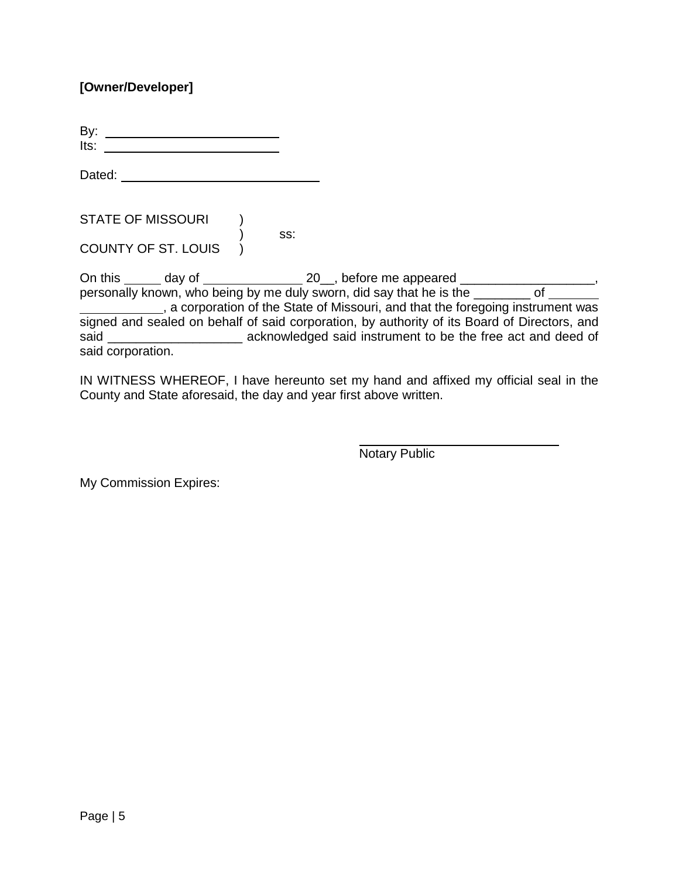**[Owner/Developer]**

By: ________________________
Its: ________________________

Dated: ___________________________

STATE OF MISSOURI )
) ss:
COUNTY OF ST. LOUIS )

On this _____ day of _____________ 20__, before me appeared ___________________, personally known, who being by me duly sworn, did say that he is the ________ of _______ ___________, a corporation of the State of Missouri, and that the foregoing instrument was signed and sealed on behalf of said corporation, by authority of its Board of Directors, and said __________________ acknowledged said instrument to be the free act and deed of said corporation.

IN WITNESS WHEREOF, I have hereunto set my hand and affixed my official seal in the County and State aforesaid, the day and year first above written.

____________________________
Notary Public

My Commission Expires: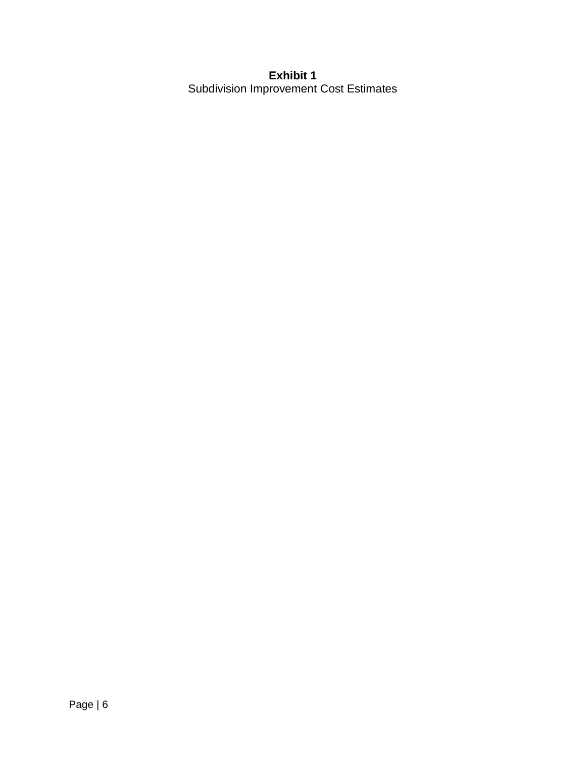**Exhibit 1**

Subdivision Improvement Cost Estimates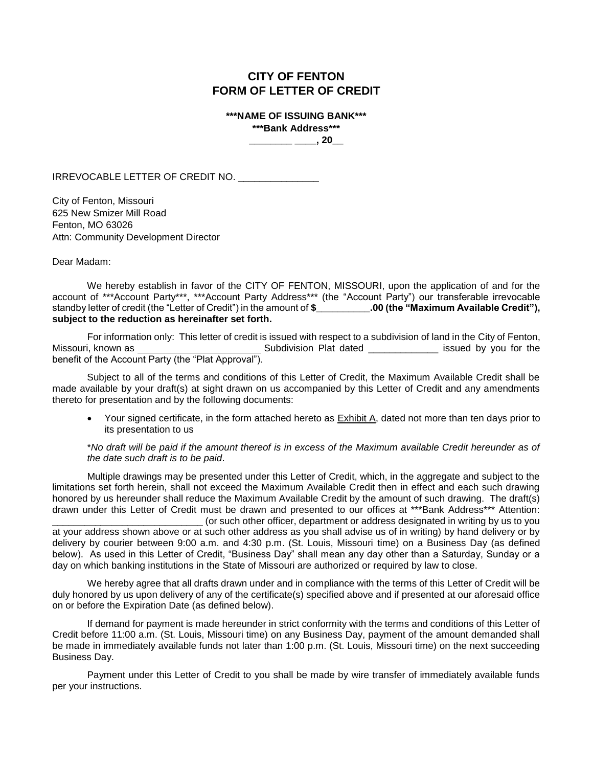# CITY OF FENTON
# FORM OF LETTER OF CREDIT

**\*\*\*NAME OF ISSUING BANK\*\*\***
**\*\*\*Bank Address\*\*\***
**_______ ____, 20__**

IRREVOCABLE LETTER OF CREDIT NO. _______________

City of Fenton, Missouri
625 New Smizer Mill Road
Fenton, MO 63026
Attn: Community Development Director

Dear Madam:

We hereby establish in favor of the CITY OF FENTON, MISSOURI, upon the application of and for the account of \*\*\*Account Party\*\*\*, \*\*\*Account Party Address\*\*\* (the "Account Party") our transferable irrevocable standby letter of credit (the "Letter of Credit") in the amount of **$__________.00 (the "Maximum Available Credit"), subject to the reduction as hereinafter set forth.**

For information only: This letter of credit is issued with respect to a subdivision of land in the City of Fenton, Missouri, known as _______________________ Subdivision Plat dated _____________ issued by you for the benefit of the Account Party (the "Plat Approval").

Subject to all of the terms and conditions of this Letter of Credit, the Maximum Available Credit shall be made available by your draft(s) at sight drawn on us accompanied by this Letter of Credit and any amendments thereto for presentation and by the following documents:

- Your signed certificate, in the form attached hereto as Exhibit A, dated not more than ten days prior to its presentation to us

\**No draft will be paid if the amount thereof is in excess of the Maximum available Credit hereunder as of the date such draft is to be paid*.

Multiple drawings may be presented under this Letter of Credit, which, in the aggregate and subject to the limitations set forth herein, shall not exceed the Maximum Available Credit then in effect and each such drawing honored by us hereunder shall reduce the Maximum Available Credit by the amount of such drawing. The draft(s) drawn under this Letter of Credit must be drawn and presented to our offices at \*\*\*Bank Address\*\*\* Attention: ____________________________ (or such other officer, department or address designated in writing by us to you at your address shown above or at such other address as you shall advise us of in writing) by hand delivery or by delivery by courier between 9:00 a.m. and 4:30 p.m. (St. Louis, Missouri time) on a Business Day (as defined below). As used in this Letter of Credit, "Business Day" shall mean any day other than a Saturday, Sunday or a day on which banking institutions in the State of Missouri are authorized or required by law to close.

We hereby agree that all drafts drawn under and in compliance with the terms of this Letter of Credit will be duly honored by us upon delivery of any of the certificate(s) specified above and if presented at our aforesaid office on or before the Expiration Date (as defined below).

If demand for payment is made hereunder in strict conformity with the terms and conditions of this Letter of Credit before 11:00 a.m. (St. Louis, Missouri time) on any Business Day, payment of the amount demanded shall be made in immediately available funds not later than 1:00 p.m. (St. Louis, Missouri time) on the next succeeding Business Day.

Payment under this Letter of Credit to you shall be made by wire transfer of immediately available funds per your instructions.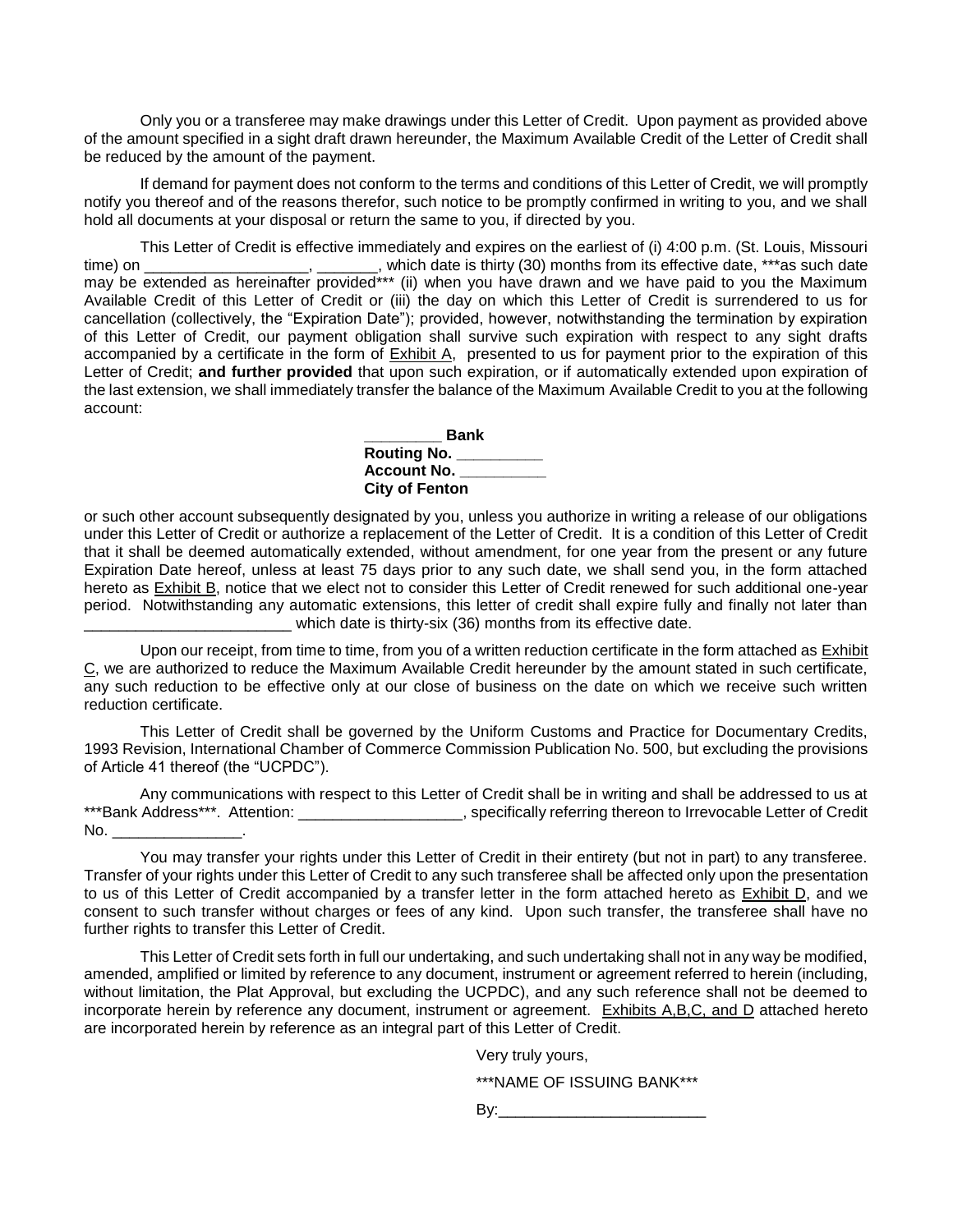Only you or a transferee may make drawings under this Letter of Credit. Upon payment as provided above of the amount specified in a sight draft drawn hereunder, the Maximum Available Credit of the Letter of Credit shall be reduced by the amount of the payment.

If demand for payment does not conform to the terms and conditions of this Letter of Credit, we will promptly notify you thereof and of the reasons therefor, such notice to be promptly confirmed in writing to you, and we shall hold all documents at your disposal or return the same to you, if directed by you.

This Letter of Credit is effective immediately and expires on the earliest of (i) 4:00 p.m. (St. Louis, Missouri time) on ___________________, _______, which date is thirty (30) months from its effective date, ***as such date may be extended as hereinafter provided*** (ii) when you have drawn and we have paid to you the Maximum Available Credit of this Letter of Credit or (iii) the day on which this Letter of Credit is surrendered to us for cancellation (collectively, the "Expiration Date"); provided, however, notwithstanding the termination by expiration of this Letter of Credit, our payment obligation shall survive such expiration with respect to any sight drafts accompanied by a certificate in the form of Exhibit A, presented to us for payment prior to the expiration of this Letter of Credit; **and further provided** that upon such expiration, or if automatically extended upon expiration of the last extension, we shall immediately transfer the balance of the Maximum Available Credit to you at the following account:

**_________ Bank**  
**Routing No. __________**  
**Account No. __________**  
**City of Fenton**

or such other account subsequently designated by you, unless you authorize in writing a release of our obligations under this Letter of Credit or authorize a replacement of the Letter of Credit. It is a condition of this Letter of Credit that it shall be deemed automatically extended, without amendment, for one year from the present or any future Expiration Date hereof, unless at least 75 days prior to any such date, we shall send you, in the form attached hereto as Exhibit B, notice that we elect not to consider this Letter of Credit renewed for such additional one-year period. Notwithstanding any automatic extensions, this letter of credit shall expire fully and finally not later than ________________________ which date is thirty-six (36) months from its effective date.

Upon our receipt, from time to time, from you of a written reduction certificate in the form attached as Exhibit C, we are authorized to reduce the Maximum Available Credit hereunder by the amount stated in such certificate, any such reduction to be effective only at our close of business on the date on which we receive such written reduction certificate.

This Letter of Credit shall be governed by the Uniform Customs and Practice for Documentary Credits, 1993 Revision, International Chamber of Commerce Commission Publication No. 500, but excluding the provisions of Article 41 thereof (the "UCPDC").

Any communications with respect to this Letter of Credit shall be in writing and shall be addressed to us at ***Bank Address***. Attention: ___________________, specifically referring thereon to Irrevocable Letter of Credit No. _______________.

You may transfer your rights under this Letter of Credit in their entirety (but not in part) to any transferee. Transfer of your rights under this Letter of Credit to any such transferee shall be affected only upon the presentation to us of this Letter of Credit accompanied by a transfer letter in the form attached hereto as Exhibit D, and we consent to such transfer without charges or fees of any kind. Upon such transfer, the transferee shall have no further rights to transfer this Letter of Credit.

This Letter of Credit sets forth in full our undertaking, and such undertaking shall not in any way be modified, amended, amplified or limited by reference to any document, instrument or agreement referred to herein (including, without limitation, the Plat Approval, but excluding the UCPDC), and any such reference shall not be deemed to incorporate herein by reference any document, instrument or agreement. Exhibits A,B,C, and D attached hereto are incorporated herein by reference as an integral part of this Letter of Credit.

Very truly yours,

***NAME OF ISSUING BANK***

By:________________________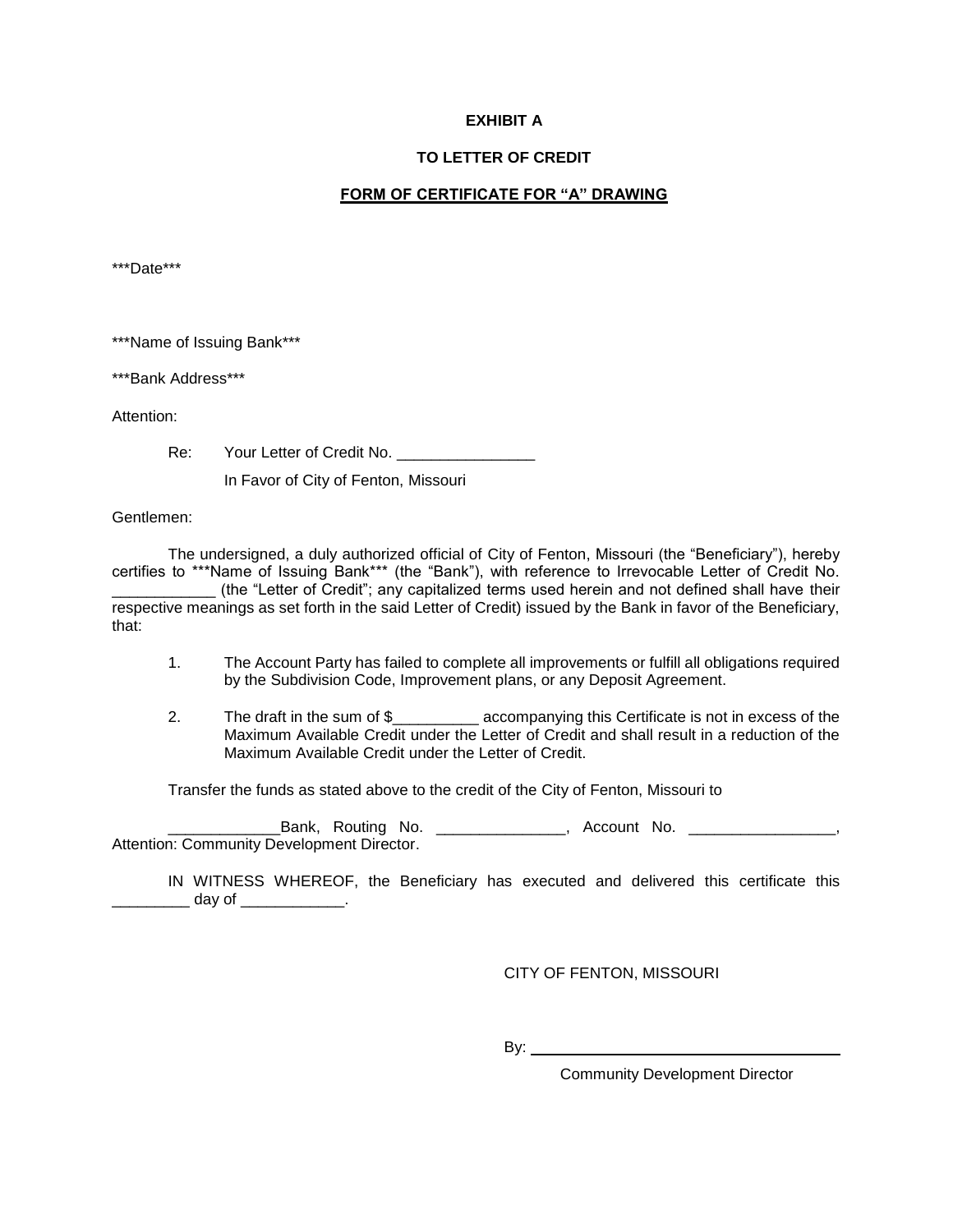**EXHIBIT A**

**TO LETTER OF CREDIT**

**FORM OF CERTIFICATE FOR "A" DRAWING**

***Date***

***Name of Issuing Bank***

***Bank Address***

Attention:

Re: Your Letter of Credit No. ________________

In Favor of City of Fenton, Missouri

Gentlemen:

The undersigned, a duly authorized official of City of Fenton, Missouri (the "Beneficiary"), hereby certifies to ***Name of Issuing Bank*** (the "Bank"), with reference to Irrevocable Letter of Credit No. ____________ (the "Letter of Credit"; any capitalized terms used herein and not defined shall have their respective meanings as set forth in the said Letter of Credit) issued by the Bank in favor of the Beneficiary, that:

1. The Account Party has failed to complete all improvements or fulfill all obligations required by the Subdivision Code, Improvement plans, or any Deposit Agreement.

2. The draft in the sum of $__________ accompanying this Certificate is not in excess of the Maximum Available Credit under the Letter of Credit and shall result in a reduction of the Maximum Available Credit under the Letter of Credit.

Transfer the funds as stated above to the credit of the City of Fenton, Missouri to

_____________Bank, Routing No. _______________, Account No. _________________, Attention: Community Development Director.

IN WITNESS WHEREOF, the Beneficiary has executed and delivered this certificate this _________ day of ____________.

CITY OF FENTON, MISSOURI

By: ______________________________

Community Development Director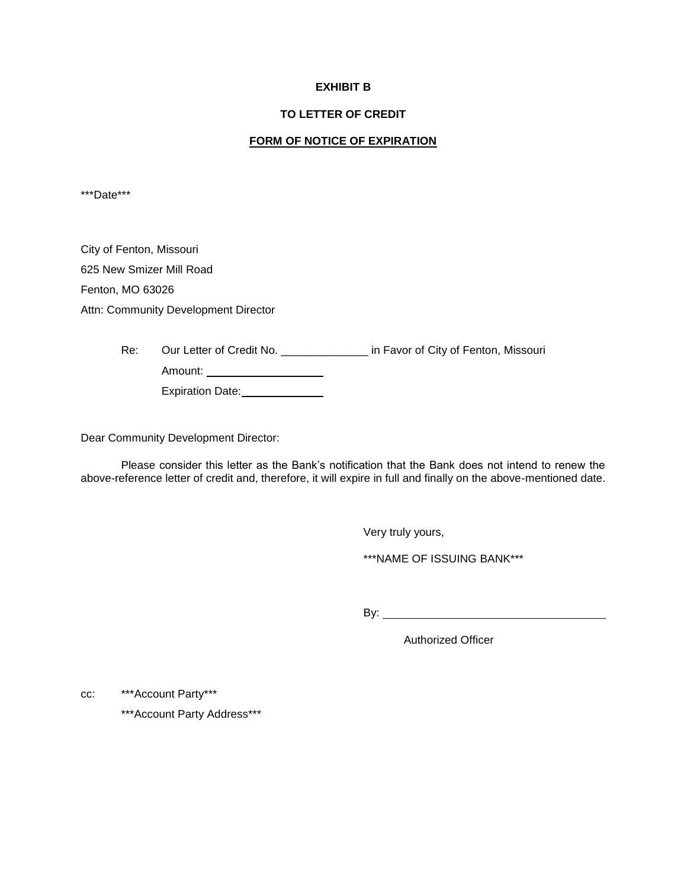**EXHIBIT B**

**TO LETTER OF CREDIT**

**FORM OF NOTICE OF EXPIRATION**

***Date***

City of Fenton, Missouri

625 New Smizer Mill Road

Fenton, MO 63026

Attn: Community Development Director

Re: Our Letter of Credit No. ______________ in Favor of City of Fenton, Missouri

Amount: ____________________

Expiration Date: ______________

Dear Community Development Director:

Please consider this letter as the Bank's notification that the Bank does not intend to renew the above-reference letter of credit and, therefore, it will expire in full and finally on the above-mentioned date.

Very truly yours,

***NAME OF ISSUING BANK***

By: ____________________________________

Authorized Officer

cc: ***Account Party***

***Account Party Address***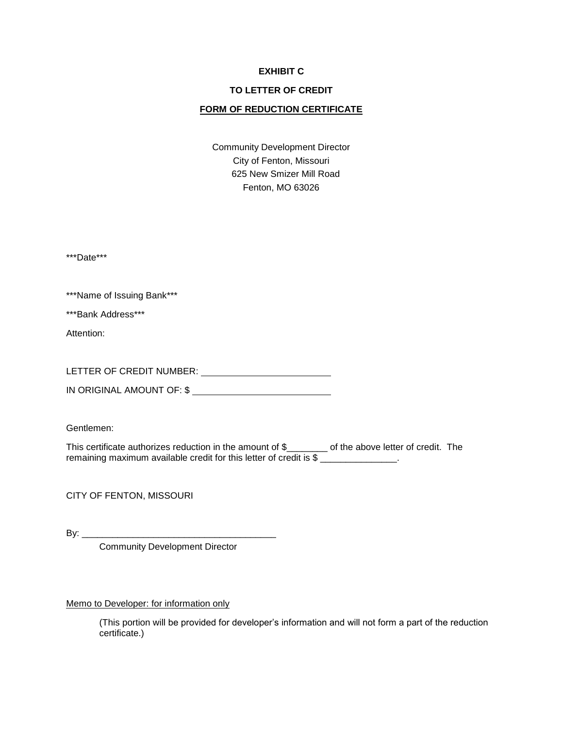**EXHIBIT C**

**TO LETTER OF CREDIT**

**FORM OF REDUCTION CERTIFICATE**

Community Development Director
City of Fenton, Missouri
625 New Smizer Mill Road
Fenton, MO 63026

***Date***

***Name of Issuing Bank***

***Bank Address***

Attention:

LETTER OF CREDIT NUMBER: ___________________________

IN ORIGINAL AMOUNT OF: $ ___________________________

Gentlemen:

This certificate authorizes reduction in the amount of $________ of the above letter of credit. The remaining maximum available credit for this letter of credit is $ _______________.

CITY OF FENTON, MISSOURI

By: ______________________________________
Community Development Director

Memo to Developer: for information only

(This portion will be provided for developer's information and will not form a part of the reduction certificate.)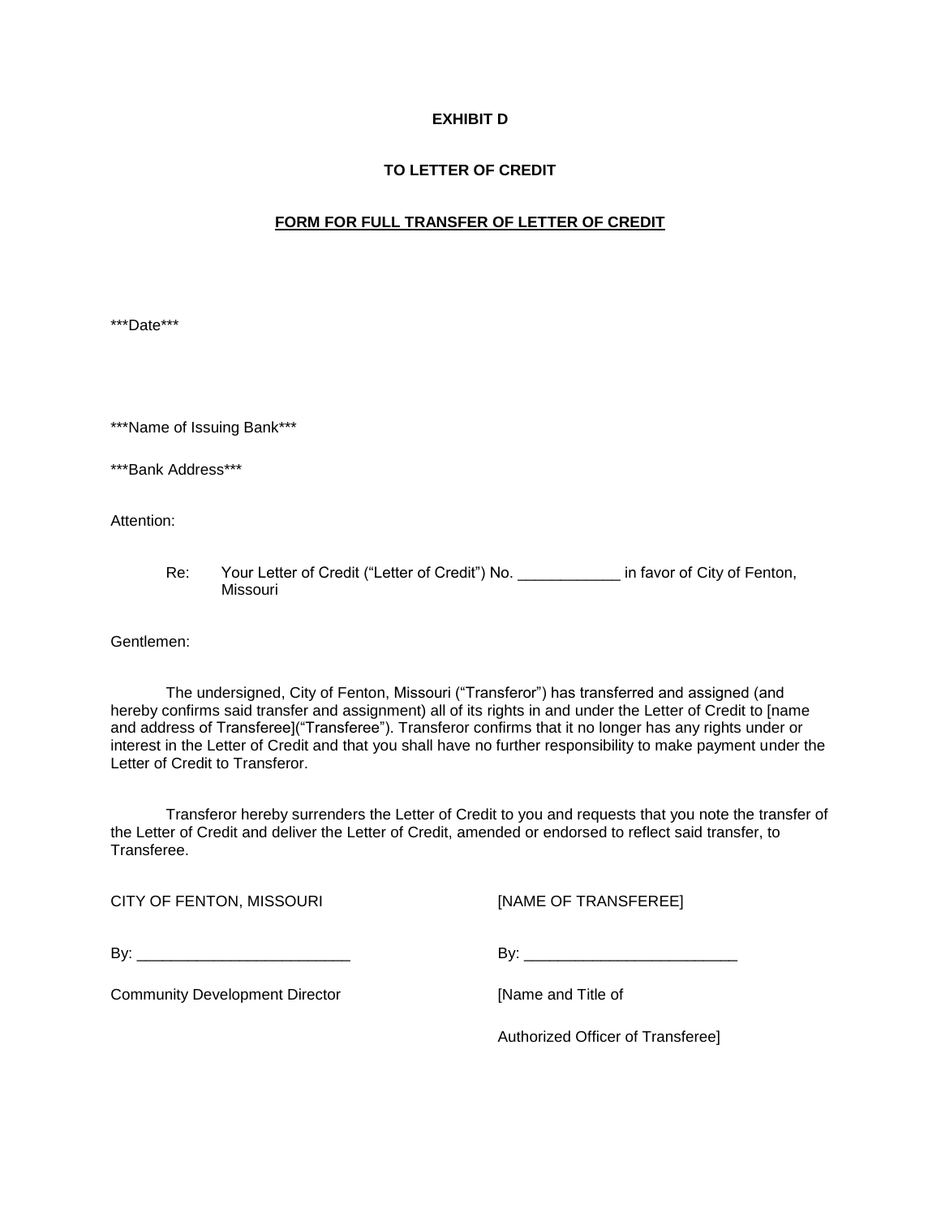**EXHIBIT D**

**TO LETTER OF CREDIT**

**FORM FOR FULL TRANSFER OF LETTER OF CREDIT**

***Date***

***Name of Issuing Bank***

***Bank Address***

Attention:

Re: Your Letter of Credit ("Letter of Credit") No. ____________ in favor of City of Fenton, Missouri

Gentlemen:

The undersigned, City of Fenton, Missouri ("Transferor") has transferred and assigned (and hereby confirms said transfer and assignment) all of its rights in and under the Letter of Credit to [name and address of Transferee]("Transferee"). Transferor confirms that it no longer has any rights under or interest in the Letter of Credit and that you shall have no further responsibility to make payment under the Letter of Credit to Transferor.

Transferor hereby surrenders the Letter of Credit to you and requests that you note the transfer of the Letter of Credit and deliver the Letter of Credit, amended or endorsed to reflect said transfer, to Transferee.

CITY OF FENTON, MISSOURI

By: _________________________

Community Development Director

[NAME OF TRANSFEREE]

By: _________________________

[Name and Title of

Authorized Officer of Transferee]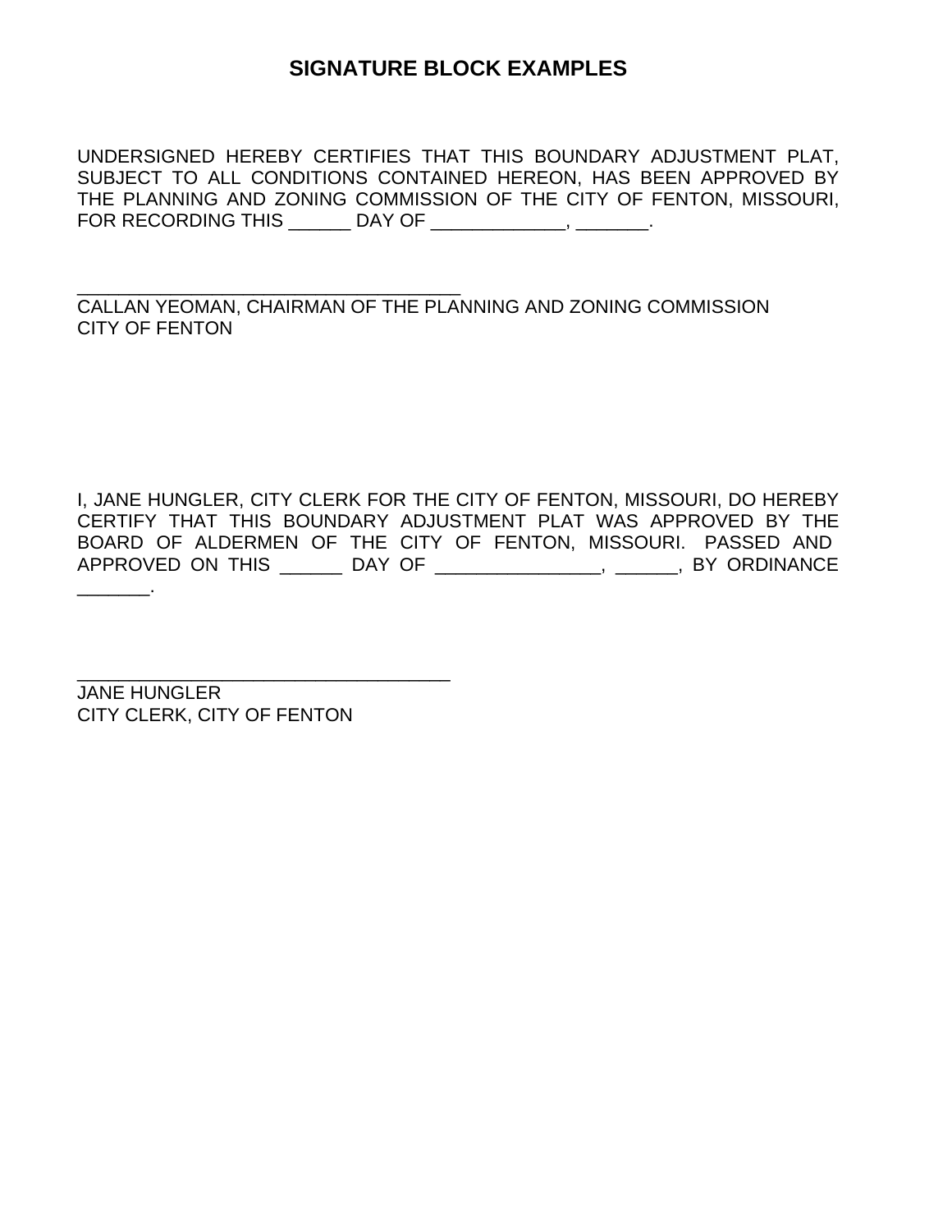# SIGNATURE BLOCK EXAMPLES

UNDERSIGNED HEREBY CERTIFIES THAT THIS BOUNDARY ADJUSTMENT PLAT, SUBJECT TO ALL CONDITIONS CONTAINED HEREON, HAS BEEN APPROVED BY THE PLANNING AND ZONING COMMISSION OF THE CITY OF FENTON, MISSOURI, FOR RECORDING THIS ______ DAY OF _____________, _______.

_____________________________________

CALLAN YEOMAN, CHAIRMAN OF THE PLANNING AND ZONING COMMISSION
CITY OF FENTON

I, JANE HUNGLER, CITY CLERK FOR THE CITY OF FENTON, MISSOURI, DO HEREBY CERTIFY THAT THIS BOUNDARY ADJUSTMENT PLAT WAS APPROVED BY THE BOARD OF ALDERMEN OF THE CITY OF FENTON, MISSOURI. PASSED AND APPROVED ON THIS ______ DAY OF ________________, ______, BY ORDINANCE _______.

_____________________________________

JANE HUNGLER
CITY CLERK, CITY OF FENTON